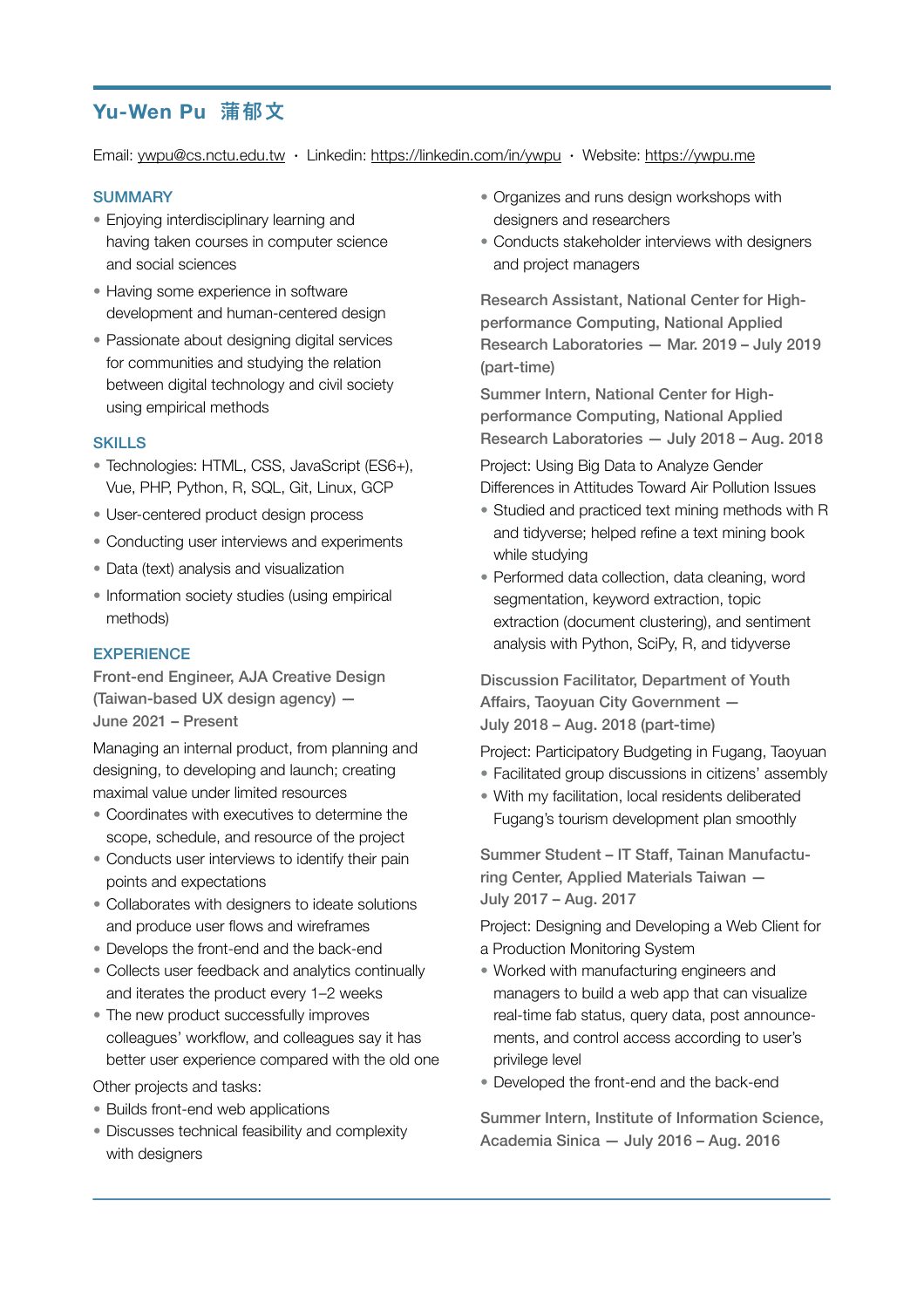# Yu-Wen Pu 蒲郁文

Email: ywpu@cs.nctu.edu.tw · Linkedin: https://linkedin.com/in/ywpu · Website: https://ywpu.me

## SUMMARY

- Enjoying interdisciplinary learning and having taken courses in computer science and social sciences
- Having some experience in software development and human-centered design
- Passionate about designing digital services for communities and studying the relation between digital technology and civil society using empirical methods

## SKILLS

- Technologies: HTML, CSS, JavaScript (ES6+), Vue, PHP, Python, R, SQL, Git, Linux, GCP
- User-centered product design process
- Conducting user interviews and experiments
- Data (text) analysis and visualization
- Information society studies (using empirical methods)

## EXPERIENCE

### Front-end Engineer, AJA Creative Design (Taiwan-based UX design agency) — June 2021 – Present

Managing an internal product, from planning and designing, to developing and launch; creating maximal value under limited resources

- Coordinates with executives to determine the scope, schedule, and resource of the project
- Conducts user interviews to identify their pain points and expectations
- Collaborates with designers to ideate solutions and produce user flows and wireframes
- Develops the front-end and the back-end
- Collects user feedback and analytics continually and iterates the product every 1–2 weeks
- The new product successfully improves colleagues' workflow, and colleagues say it has better user experience compared with the old one

Other projects and tasks:

- Builds front-end web applications
- Discusses technical feasibility and complexity with designers
- Organizes and runs design workshops with designers and researchers
- Conducts stakeholder interviews with designers and project managers

### Research Assistant, National Center for High-performance Computing, National Applied Research Laboratories — Mar. 2019 – July 2019 (part-time)

### Summer Intern, National Center for High-performance Computing, National Applied Research Laboratories — July 2018 – Aug. 2018

Project: Using Big Data to Analyze Gender Differences in Attitudes Toward Air Pollution Issues

- Studied and practiced text mining methods with R and tidyverse; helped refine a text mining book while studying
- Performed data collection, data cleaning, word segmentation, keyword extraction, topic extraction (document clustering), and sentiment analysis with Python, SciPy, R, and tidyverse

### Discussion Facilitator, Department of Youth Affairs, Taoyuan City Government — July 2018 – Aug. 2018 (part-time)

Project: Participatory Budgeting in Fugang, Taoyuan

- Facilitated group discussions in citizens' assembly
- With my facilitation, local residents deliberated Fugang's tourism development plan smoothly

### Summer Student – IT Staff, Tainan Manufacturing Center, Applied Materials Taiwan — July 2017 – Aug. 2017

Project: Designing and Developing a Web Client for a Production Monitoring System

- Worked with manufacturing engineers and managers to build a web app that can visualize real-time fab status, query data, post announcements, and control access according to user's privilege level
- Developed the front-end and the back-end

### Summer Intern, Institute of Information Science, Academia Sinica — July 2016 – Aug. 2016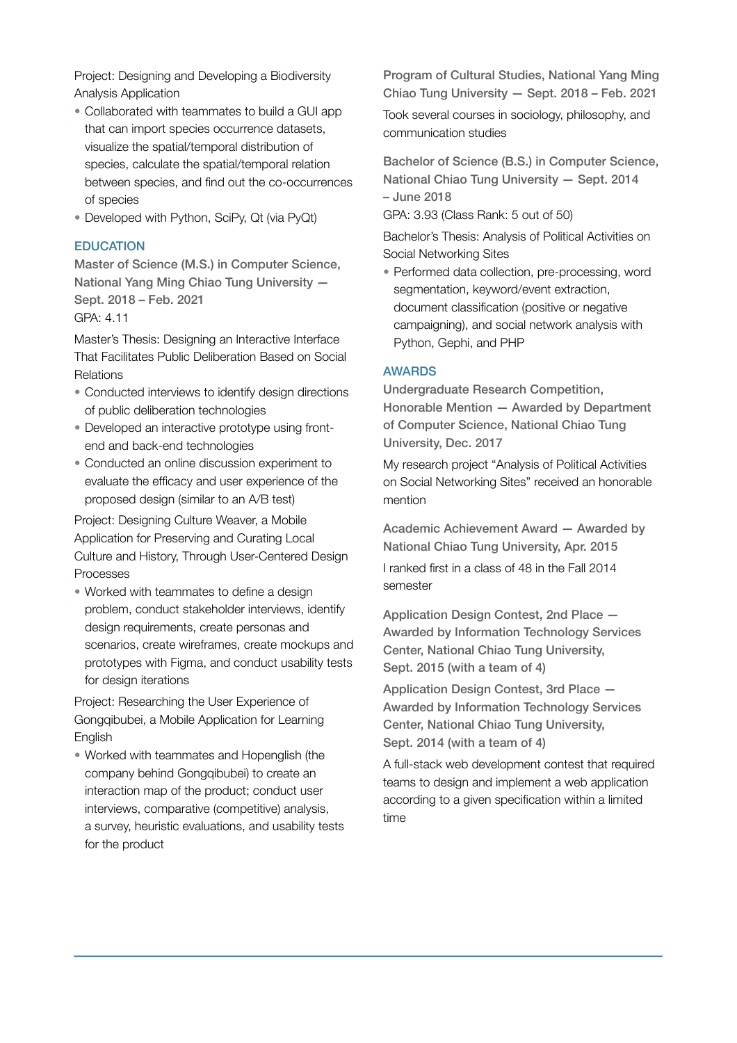Project: Designing and Developing a Biodiversity Analysis Application

- Collaborated with teammates to build a GUI app that can import species occurrence datasets, visualize the spatial/temporal distribution of species, calculate the spatial/temporal relation between species, and find out the co-occurrences of species
- Developed with Python, SciPy, Qt (via PyQt)

## EDUCATION

### Master of Science (M.S.) in Computer Science, National Yang Ming Chiao Tung University — Sept. 2018 – Feb. 2021

GPA: 4.11

Master's Thesis: Designing an Interactive Interface That Facilitates Public Deliberation Based on Social Relations

- Conducted interviews to identify design directions of public deliberation technologies
- Developed an interactive prototype using front-end and back-end technologies
- Conducted an online discussion experiment to evaluate the efficacy and user experience of the proposed design (similar to an A/B test)

Project: Designing Culture Weaver, a Mobile Application for Preserving and Curating Local Culture and History, Through User-Centered Design Processes

- Worked with teammates to define a design problem, conduct stakeholder interviews, identify design requirements, create personas and scenarios, create wireframes, create mockups and prototypes with Figma, and conduct usability tests for design iterations

Project: Researching the User Experience of Gongqibubei, a Mobile Application for Learning English

- Worked with teammates and Hopenglish (the company behind Gongqibubei) to create an interaction map of the product; conduct user interviews, comparative (competitive) analysis, a survey, heuristic evaluations, and usability tests for the product

### Program of Cultural Studies, National Yang Ming Chiao Tung University — Sept. 2018 – Feb. 2021

Took several courses in sociology, philosophy, and communication studies

### Bachelor of Science (B.S.) in Computer Science, National Chiao Tung University — Sept. 2014 – June 2018

GPA: 3.93 (Class Rank: 5 out of 50)

Bachelor's Thesis: Analysis of Political Activities on Social Networking Sites

- Performed data collection, pre-processing, word segmentation, keyword/event extraction, document classification (positive or negative campaigning), and social network analysis with Python, Gephi, and PHP

## AWARDS

### Undergraduate Research Competition, Honorable Mention — Awarded by Department of Computer Science, National Chiao Tung University, Dec. 2017

My research project "Analysis of Political Activities on Social Networking Sites" received an honorable mention

### Academic Achievement Award — Awarded by National Chiao Tung University, Apr. 2015

I ranked first in a class of 48 in the Fall 2014 semester

### Application Design Contest, 2nd Place — Awarded by Information Technology Services Center, National Chiao Tung University, Sept. 2015 (with a team of 4)

### Application Design Contest, 3rd Place — Awarded by Information Technology Services Center, National Chiao Tung University, Sept. 2014 (with a team of 4)

A full-stack web development contest that required teams to design and implement a web application according to a given specification within a limited time